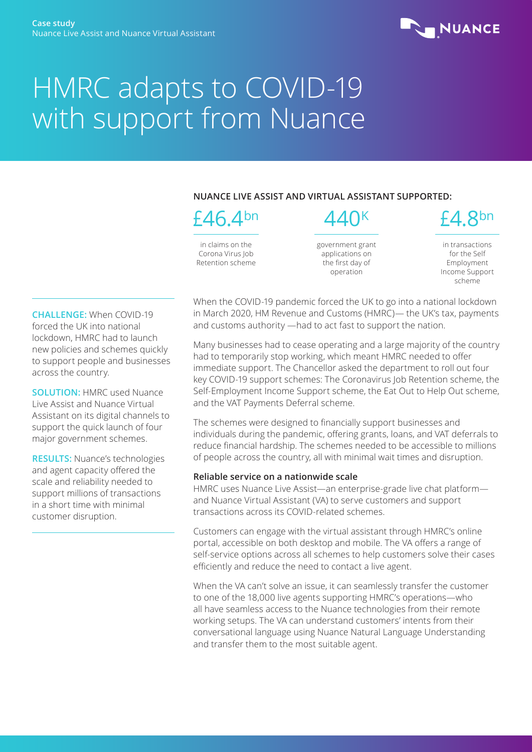**Case study**
Nuance Live Assist and Nuance Virtual Assistant

NUANCE

# HMRC adapts to COVID-19 with support from Nuance

**NUANCE LIVE ASSIST AND VIRTUAL ASSISTANT SUPPORTED:**

**£46.4bn** in claims on the Corona Virus Job Retention scheme

**440K** government grant applications on the first day of operation

**£4.8bn** in transactions for the Self Employment Income Support scheme

**CHALLENGE:** When COVID-19 forced the UK into national lockdown, HMRC had to launch new policies and schemes quickly to support people and businesses across the country.

**SOLUTION:** HMRC used Nuance Live Assist and Nuance Virtual Assistant on its digital channels to support the quick launch of four major government schemes.

**RESULTS:** Nuance's technologies and agent capacity offered the scale and reliability needed to support millions of transactions in a short time with minimal customer disruption.

When the COVID-19 pandemic forced the UK to go into a national lockdown in March 2020, HM Revenue and Customs (HMRC)— the UK's tax, payments and customs authority —had to act fast to support the nation.

Many businesses had to cease operating and a large majority of the country had to temporarily stop working, which meant HMRC needed to offer immediate support. The Chancellor asked the department to roll out four key COVID-19 support schemes: The Coronavirus Job Retention scheme, the Self-Employment Income Support scheme, the Eat Out to Help Out scheme, and the VAT Payments Deferral scheme.

The schemes were designed to financially support businesses and individuals during the pandemic, offering grants, loans, and VAT deferrals to reduce financial hardship. The schemes needed to be accessible to millions of people across the country, all with minimal wait times and disruption.

**Reliable service on a nationwide scale**

HMRC uses Nuance Live Assist—an enterprise-grade live chat platform—and Nuance Virtual Assistant (VA) to serve customers and support transactions across its COVID-related schemes.

Customers can engage with the virtual assistant through HMRC's online portal, accessible on both desktop and mobile. The VA offers a range of self-service options across all schemes to help customers solve their cases efficiently and reduce the need to contact a live agent.

When the VA can't solve an issue, it can seamlessly transfer the customer to one of the 18,000 live agents supporting HMRC's operations—who all have seamless access to the Nuance technologies from their remote working setups. The VA can understand customers' intents from their conversational language using Nuance Natural Language Understanding and transfer them to the most suitable agent.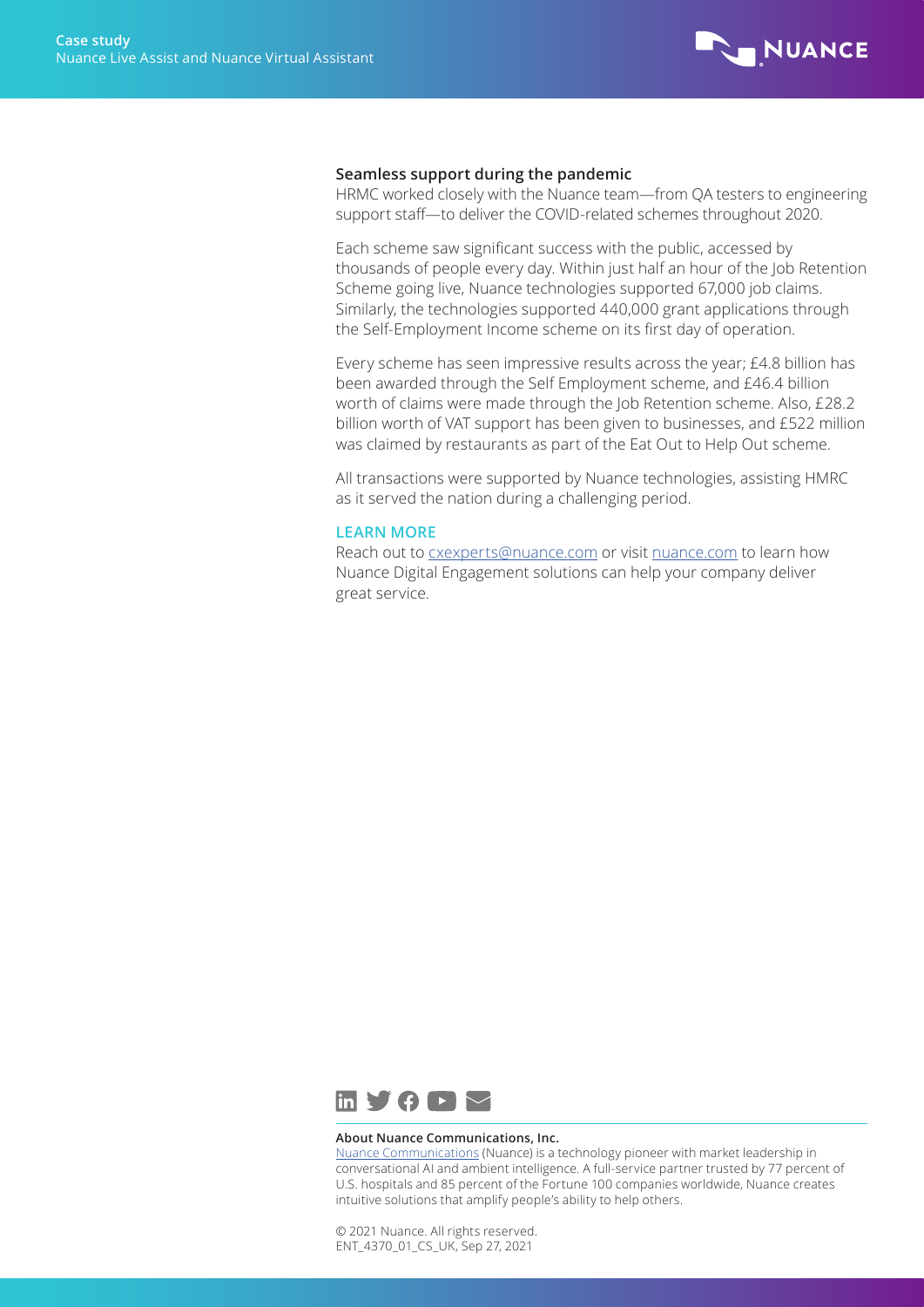### Seamless support during the pandemic

HRMC worked closely with the Nuance team—from QA testers to engineering support staff—to deliver the COVID-related schemes throughout 2020.

Each scheme saw significant success with the public, accessed by thousands of people every day. Within just half an hour of the Job Retention Scheme going live, Nuance technologies supported 67,000 job claims. Similarly, the technologies supported 440,000 grant applications through the Self-Employment Income scheme on its first day of operation.

Every scheme has seen impressive results across the year; £4.8 billion has been awarded through the Self Employment scheme, and £46.4 billion worth of claims were made through the Job Retention scheme. Also, £28.2 billion worth of VAT support has been given to businesses, and £522 million was claimed by restaurants as part of the Eat Out to Help Out scheme.

All transactions were supported by Nuance technologies, assisting HMRC as it served the nation during a challenging period.

### LEARN MORE

Reach out to cxexperts@nuance.com or visit nuance.com to learn how Nuance Digital Engagement solutions can help your company deliver great service.

**About Nuance Communications, Inc.**

Nuance Communications (Nuance) is a technology pioneer with market leadership in conversational AI and ambient intelligence. A full-service partner trusted by 77 percent of U.S. hospitals and 85 percent of the Fortune 100 companies worldwide, Nuance creates intuitive solutions that amplify people's ability to help others.

© 2021 Nuance. All rights reserved.
ENT_4370_01_CS_UK, Sep 27, 2021